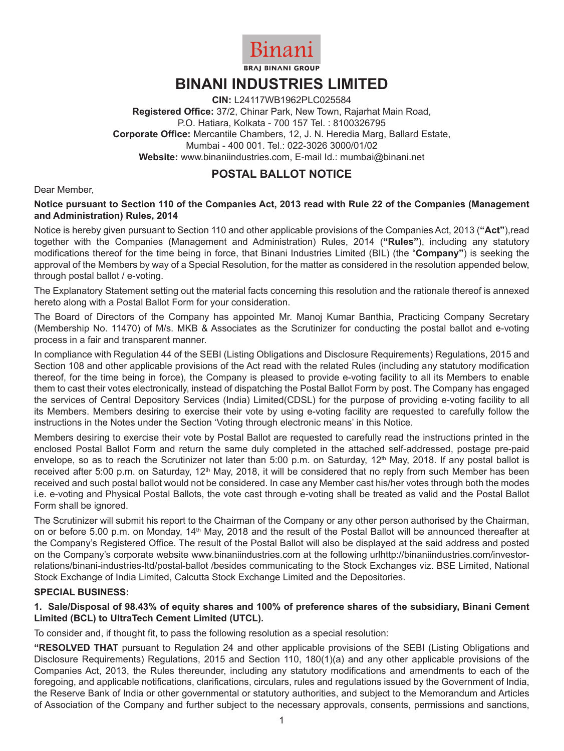Binani

BRAJ BINANI GROUP

# BINANI INDUSTRIES LIMITED

**CIN:** L24117WB1962PLC025584
**Registered Office:** 37/2, Chinar Park, New Town, Rajarhat Main Road, P.O. Hatiara, Kolkata - 700 157 Tel. : 8100326795
**Corporate Office:** Mercantile Chambers, 12, J. N. Heredia Marg, Ballard Estate, Mumbai - 400 001. Tel.: 022-3026 3000/01/02
**Website:** www.binaniindustries.com, E-mail Id.: mumbai@binani.net

## POSTAL BALLOT NOTICE

Dear Member,

**Notice pursuant to Section 110 of the Companies Act, 2013 read with Rule 22 of the Companies (Management and Administration) Rules, 2014**

Notice is hereby given pursuant to Section 110 and other applicable provisions of the Companies Act, 2013 (**"Act"**),read together with the Companies (Management and Administration) Rules, 2014 (**"Rules"**), including any statutory modifications thereof for the time being in force, that Binani Industries Limited (BIL) (the "**Company"**) is seeking the approval of the Members by way of a Special Resolution, for the matter as considered in the resolution appended below, through postal ballot / e-voting.

The Explanatory Statement setting out the material facts concerning this resolution and the rationale thereof is annexed hereto along with a Postal Ballot Form for your consideration.

The Board of Directors of the Company has appointed Mr. Manoj Kumar Banthia, Practicing Company Secretary (Membership No. 11470) of M/s. MKB & Associates as the Scrutinizer for conducting the postal ballot and e-voting process in a fair and transparent manner.

In compliance with Regulation 44 of the SEBI (Listing Obligations and Disclosure Requirements) Regulations, 2015 and Section 108 and other applicable provisions of the Act read with the related Rules (including any statutory modification thereof, for the time being in force), the Company is pleased to provide e-voting facility to all its Members to enable them to cast their votes electronically, instead of dispatching the Postal Ballot Form by post. The Company has engaged the services of Central Depository Services (India) Limited(CDSL) for the purpose of providing e-voting facility to all its Members. Members desiring to exercise their vote by using e-voting facility are requested to carefully follow the instructions in the Notes under the Section 'Voting through electronic means' in this Notice.

Members desiring to exercise their vote by Postal Ballot are requested to carefully read the instructions printed in the enclosed Postal Ballot Form and return the same duly completed in the attached self-addressed, postage pre-paid envelope, so as to reach the Scrutinizer not later than 5:00 p.m. on Saturday, 12th May, 2018. If any postal ballot is received after 5:00 p.m. on Saturday, 12th May, 2018, it will be considered that no reply from such Member has been received and such postal ballot would not be considered. In case any Member cast his/her votes through both the modes i.e. e-voting and Physical Postal Ballots, the vote cast through e-voting shall be treated as valid and the Postal Ballot Form shall be ignored.

The Scrutinizer will submit his report to the Chairman of the Company or any other person authorised by the Chairman, on or before 5.00 p.m. on Monday, 14th May, 2018 and the result of the Postal Ballot will be announced thereafter at the Company's Registered Office. The result of the Postal Ballot will also be displayed at the said address and posted on the Company's corporate website www.binaniindustries.com at the following urlhttp://binaniindustries.com/investor-relations/binani-industries-ltd/postal-ballot /besides communicating to the Stock Exchanges viz. BSE Limited, National Stock Exchange of India Limited, Calcutta Stock Exchange Limited and the Depositories.

**SPECIAL BUSINESS:**

**1. Sale/Disposal of 98.43% of equity shares and 100% of preference shares of the subsidiary, Binani Cement Limited (BCL) to UltraTech Cement Limited (UTCL).**

To consider and, if thought fit, to pass the following resolution as a special resolution:

**"RESOLVED THAT** pursuant to Regulation 24 and other applicable provisions of the SEBI (Listing Obligations and Disclosure Requirements) Regulations, 2015 and Section 110, 180(1)(a) and any other applicable provisions of the Companies Act, 2013, the Rules thereunder, including any statutory modifications and amendments to each of the foregoing, and applicable notifications, clarifications, circulars, rules and regulations issued by the Government of India, the Reserve Bank of India or other governmental or statutory authorities, and subject to the Memorandum and Articles of Association of the Company and further subject to the necessary approvals, consents, permissions and sanctions,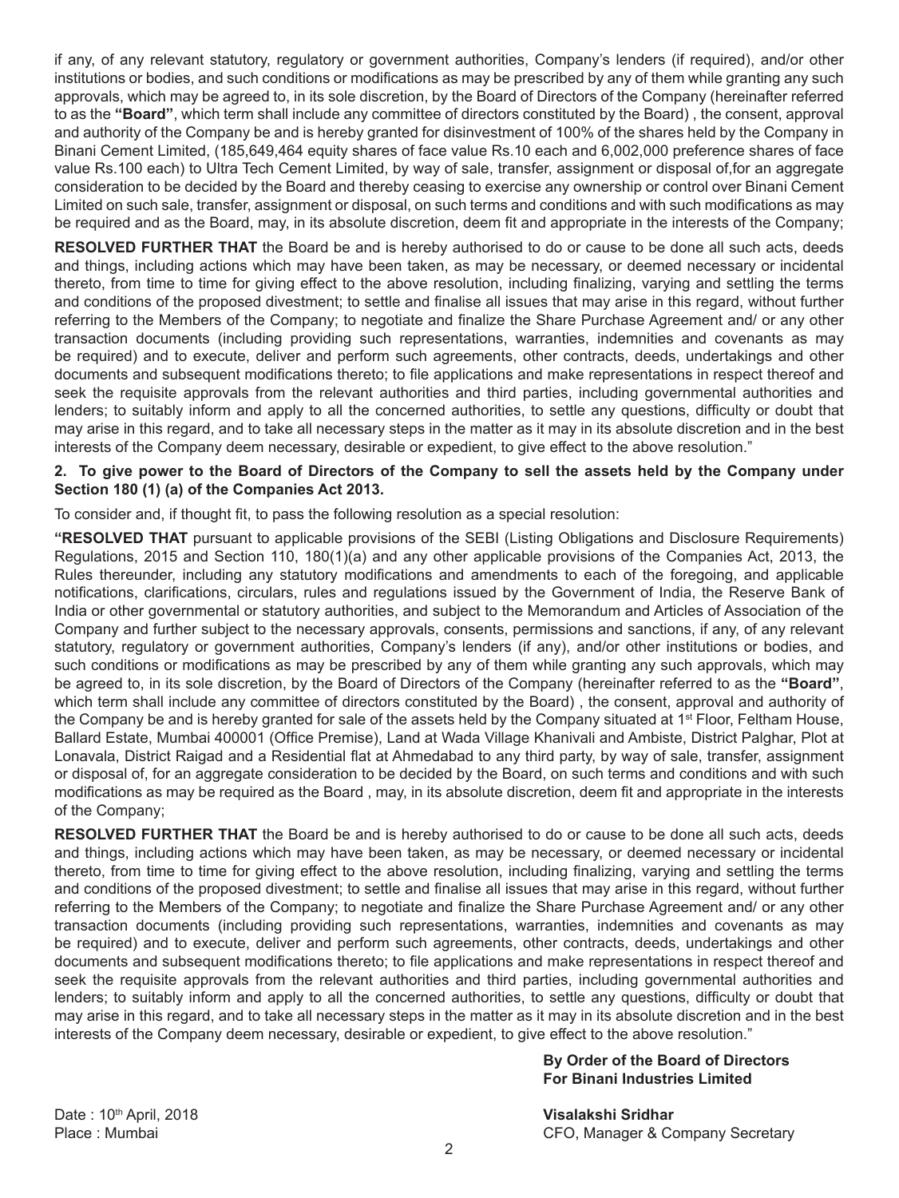if any, of any relevant statutory, regulatory or government authorities, Company's lenders (if required), and/or other institutions or bodies, and such conditions or modifications as may be prescribed by any of them while granting any such approvals, which may be agreed to, in its sole discretion, by the Board of Directors of the Company (hereinafter referred to as the **"Board"**, which term shall include any committee of directors constituted by the Board) , the consent, approval and authority of the Company be and is hereby granted for disinvestment of 100% of the shares held by the Company in Binani Cement Limited, (185,649,464 equity shares of face value Rs.10 each and 6,002,000 preference shares of face value Rs.100 each) to Ultra Tech Cement Limited, by way of sale, transfer, assignment or disposal of,for an aggregate consideration to be decided by the Board and thereby ceasing to exercise any ownership or control over Binani Cement Limited on such sale, transfer, assignment or disposal, on such terms and conditions and with such modifications as may be required and as the Board, may, in its absolute discretion, deem fit and appropriate in the interests of the Company;

**RESOLVED FURTHER THAT** the Board be and is hereby authorised to do or cause to be done all such acts, deeds and things, including actions which may have been taken, as may be necessary, or deemed necessary or incidental thereto, from time to time for giving effect to the above resolution, including finalizing, varying and settling the terms and conditions of the proposed divestment; to settle and finalise all issues that may arise in this regard, without further referring to the Members of the Company; to negotiate and finalize the Share Purchase Agreement and/ or any other transaction documents (including providing such representations, warranties, indemnities and covenants as may be required) and to execute, deliver and perform such agreements, other contracts, deeds, undertakings and other documents and subsequent modifications thereto; to file applications and make representations in respect thereof and seek the requisite approvals from the relevant authorities and third parties, including governmental authorities and lenders; to suitably inform and apply to all the concerned authorities, to settle any questions, difficulty or doubt that may arise in this regard, and to take all necessary steps in the matter as it may in its absolute discretion and in the best interests of the Company deem necessary, desirable or expedient, to give effect to the above resolution."

**2. To give power to the Board of Directors of the Company to sell the assets held by the Company under Section 180 (1) (a) of the Companies Act 2013.**

To consider and, if thought fit, to pass the following resolution as a special resolution:

**"RESOLVED THAT** pursuant to applicable provisions of the SEBI (Listing Obligations and Disclosure Requirements) Regulations, 2015 and Section 110, 180(1)(a) and any other applicable provisions of the Companies Act, 2013, the Rules thereunder, including any statutory modifications and amendments to each of the foregoing, and applicable notifications, clarifications, circulars, rules and regulations issued by the Government of India, the Reserve Bank of India or other governmental or statutory authorities, and subject to the Memorandum and Articles of Association of the Company and further subject to the necessary approvals, consents, permissions and sanctions, if any, of any relevant statutory, regulatory or government authorities, Company's lenders (if any), and/or other institutions or bodies, and such conditions or modifications as may be prescribed by any of them while granting any such approvals, which may be agreed to, in its sole discretion, by the Board of Directors of the Company (hereinafter referred to as the **"Board"**, which term shall include any committee of directors constituted by the Board) , the consent, approval and authority of the Company be and is hereby granted for sale of the assets held by the Company situated at 1st Floor, Feltham House, Ballard Estate, Mumbai 400001 (Office Premise), Land at Wada Village Khanivali and Ambiste, District Palghar, Plot at Lonavala, District Raigad and a Residential flat at Ahmedabad to any third party, by way of sale, transfer, assignment or disposal of, for an aggregate consideration to be decided by the Board, on such terms and conditions and with such modifications as may be required as the Board , may, in its absolute discretion, deem fit and appropriate in the interests of the Company;

**RESOLVED FURTHER THAT** the Board be and is hereby authorised to do or cause to be done all such acts, deeds and things, including actions which may have been taken, as may be necessary, or deemed necessary or incidental thereto, from time to time for giving effect to the above resolution, including finalizing, varying and settling the terms and conditions of the proposed divestment; to settle and finalise all issues that may arise in this regard, without further referring to the Members of the Company; to negotiate and finalize the Share Purchase Agreement and/ or any other transaction documents (including providing such representations, warranties, indemnities and covenants as may be required) and to execute, deliver and perform such agreements, other contracts, deeds, undertakings and other documents and subsequent modifications thereto; to file applications and make representations in respect thereof and seek the requisite approvals from the relevant authorities and third parties, including governmental authorities and lenders; to suitably inform and apply to all the concerned authorities, to settle any questions, difficulty or doubt that may arise in this regard, and to take all necessary steps in the matter as it may in its absolute discretion and in the best interests of the Company deem necessary, desirable or expedient, to give effect to the above resolution."

**By Order of the Board of Directors**
**For Binani Industries Limited**

Date : 10th April, 2018
Place : Mumbai

**Visalakshi Sridhar**
CFO, Manager & Company Secretary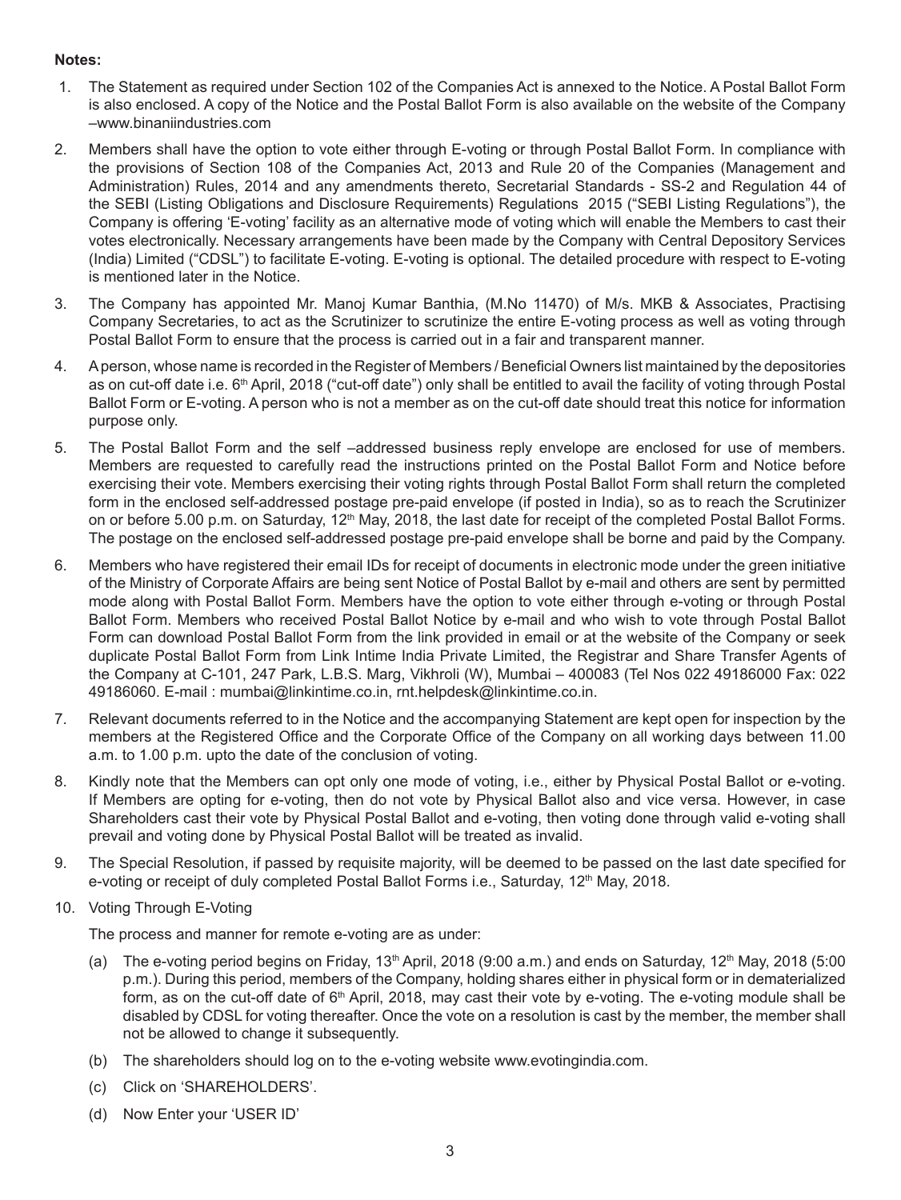**Notes:**

1. The Statement as required under Section 102 of the Companies Act is annexed to the Notice. A Postal Ballot Form is also enclosed. A copy of the Notice and the Postal Ballot Form is also available on the website of the Company –www.binaniindustries.com

2. Members shall have the option to vote either through E-voting or through Postal Ballot Form. In compliance with the provisions of Section 108 of the Companies Act, 2013 and Rule 20 of the Companies (Management and Administration) Rules, 2014 and any amendments thereto, Secretarial Standards - SS-2 and Regulation 44 of the SEBI (Listing Obligations and Disclosure Requirements) Regulations 2015 ("SEBI Listing Regulations"), the Company is offering 'E-voting' facility as an alternative mode of voting which will enable the Members to cast their votes electronically. Necessary arrangements have been made by the Company with Central Depository Services (India) Limited ("CDSL") to facilitate E-voting. E-voting is optional. The detailed procedure with respect to E-voting is mentioned later in the Notice.

3. The Company has appointed Mr. Manoj Kumar Banthia, (M.No 11470) of M/s. MKB & Associates, Practising Company Secretaries, to act as the Scrutinizer to scrutinize the entire E-voting process as well as voting through Postal Ballot Form to ensure that the process is carried out in a fair and transparent manner.

4. A person, whose name is recorded in the Register of Members / Beneficial Owners list maintained by the depositories as on cut-off date i.e. 6th April, 2018 ("cut-off date") only shall be entitled to avail the facility of voting through Postal Ballot Form or E-voting. A person who is not a member as on the cut-off date should treat this notice for information purpose only.

5. The Postal Ballot Form and the self –addressed business reply envelope are enclosed for use of members. Members are requested to carefully read the instructions printed on the Postal Ballot Form and Notice before exercising their vote. Members exercising their voting rights through Postal Ballot Form shall return the completed form in the enclosed self-addressed postage pre-paid envelope (if posted in India), so as to reach the Scrutinizer on or before 5.00 p.m. on Saturday, 12th May, 2018, the last date for receipt of the completed Postal Ballot Forms. The postage on the enclosed self-addressed postage pre-paid envelope shall be borne and paid by the Company.

6. Members who have registered their email IDs for receipt of documents in electronic mode under the green initiative of the Ministry of Corporate Affairs are being sent Notice of Postal Ballot by e-mail and others are sent by permitted mode along with Postal Ballot Form. Members have the option to vote either through e-voting or through Postal Ballot Form. Members who received Postal Ballot Notice by e-mail and who wish to vote through Postal Ballot Form can download Postal Ballot Form from the link provided in email or at the website of the Company or seek duplicate Postal Ballot Form from Link Intime India Private Limited, the Registrar and Share Transfer Agents of the Company at C-101, 247 Park, L.B.S. Marg, Vikhroli (W), Mumbai – 400083 (Tel Nos 022 49186000 Fax: 022 49186060. E-mail : mumbai@linkintime.co.in, rnt.helpdesk@linkintime.co.in.

7. Relevant documents referred to in the Notice and the accompanying Statement are kept open for inspection by the members at the Registered Office and the Corporate Office of the Company on all working days between 11.00 a.m. to 1.00 p.m. upto the date of the conclusion of voting.

8. Kindly note that the Members can opt only one mode of voting, i.e., either by Physical Postal Ballot or e-voting. If Members are opting for e-voting, then do not vote by Physical Ballot also and vice versa. However, in case Shareholders cast their vote by Physical Postal Ballot and e-voting, then voting done through valid e-voting shall prevail and voting done by Physical Postal Ballot will be treated as invalid.

9. The Special Resolution, if passed by requisite majority, will be deemed to be passed on the last date specified for e-voting or receipt of duly completed Postal Ballot Forms i.e., Saturday, 12th May, 2018.

10. Voting Through E-Voting

    The process and manner for remote e-voting are as under:

    (a) The e-voting period begins on Friday, 13th April, 2018 (9:00 a.m.) and ends on Saturday, 12th May, 2018 (5:00 p.m.). During this period, members of the Company, holding shares either in physical form or in dematerialized form, as on the cut-off date of 6th April, 2018, may cast their vote by e-voting. The e-voting module shall be disabled by CDSL for voting thereafter. Once the vote on a resolution is cast by the member, the member shall not be allowed to change it subsequently.

    (b) The shareholders should log on to the e-voting website www.evotingindia.com.

    (c) Click on 'SHAREHOLDERS'.

    (d) Now Enter your 'USER ID'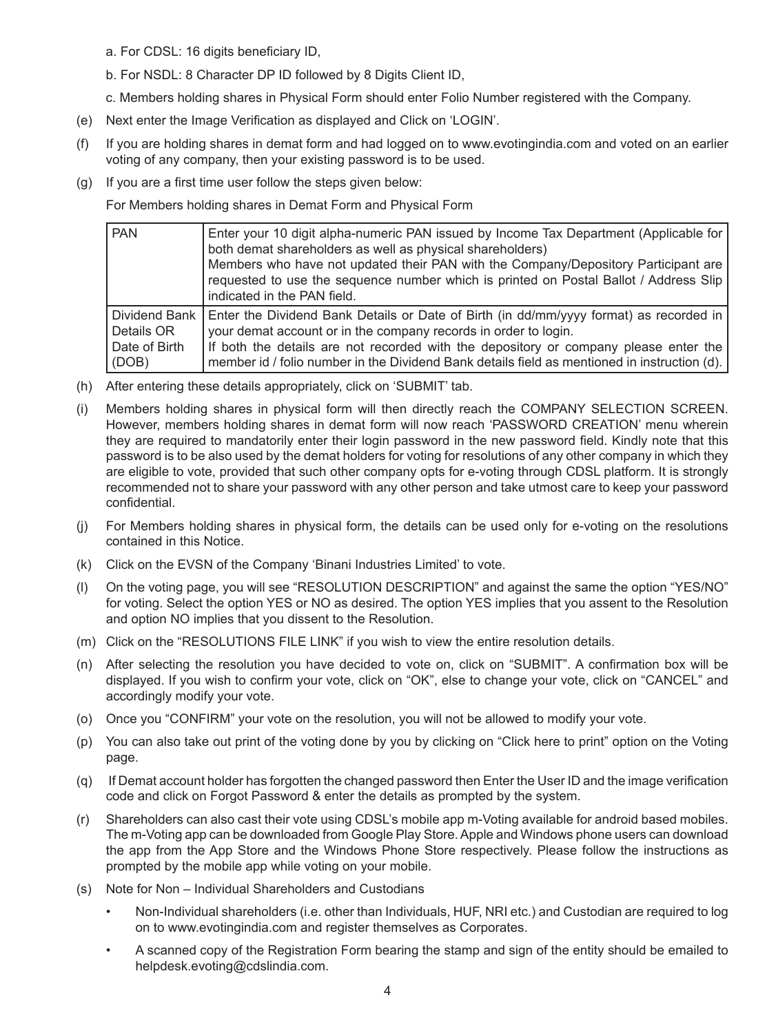a. For CDSL: 16 digits beneficiary ID,

b. For NSDL: 8 Character DP ID followed by 8 Digits Client ID,

c. Members holding shares in Physical Form should enter Folio Number registered with the Company.

(e) Next enter the Image Verification as displayed and Click on 'LOGIN'.

(f) If you are holding shares in demat form and had logged on to www.evotingindia.com and voted on an earlier voting of any company, then your existing password is to be used.

(g) If you are a first time user follow the steps given below:

For Members holding shares in Demat Form and Physical Form

| | |
|---|---|
| PAN | Enter your 10 digit alpha-numeric PAN issued by Income Tax Department (Applicable for both demat shareholders as well as physical shareholders)<br>Members who have not updated their PAN with the Company/Depository Participant are requested to use the sequence number which is printed on Postal Ballot / Address Slip indicated in the PAN field. |
| Dividend Bank Details OR Date of Birth (DOB) | Enter the Dividend Bank Details or Date of Birth (in dd/mm/yyyy format) as recorded in your demat account or in the company records in order to login.<br>If both the details are not recorded with the depository or company please enter the member id / folio number in the Dividend Bank details field as mentioned in instruction (d). |

(h) After entering these details appropriately, click on 'SUBMIT' tab.

(i) Members holding shares in physical form will then directly reach the COMPANY SELECTION SCREEN. However, members holding shares in demat form will now reach 'PASSWORD CREATION' menu wherein they are required to mandatorily enter their login password in the new password field. Kindly note that this password is to be also used by the demat holders for voting for resolutions of any other company in which they are eligible to vote, provided that such other company opts for e-voting through CDSL platform. It is strongly recommended not to share your password with any other person and take utmost care to keep your password confidential.

(j) For Members holding shares in physical form, the details can be used only for e-voting on the resolutions contained in this Notice.

(k) Click on the EVSN of the Company 'Binani Industries Limited' to vote.

(l) On the voting page, you will see "RESOLUTION DESCRIPTION" and against the same the option "YES/NO" for voting. Select the option YES or NO as desired. The option YES implies that you assent to the Resolution and option NO implies that you dissent to the Resolution.

(m) Click on the "RESOLUTIONS FILE LINK" if you wish to view the entire resolution details.

(n) After selecting the resolution you have decided to vote on, click on "SUBMIT". A confirmation box will be displayed. If you wish to confirm your vote, click on "OK", else to change your vote, click on "CANCEL" and accordingly modify your vote.

(o) Once you "CONFIRM" your vote on the resolution, you will not be allowed to modify your vote.

(p) You can also take out print of the voting done by you by clicking on "Click here to print" option on the Voting page.

(q) If Demat account holder has forgotten the changed password then Enter the User ID and the image verification code and click on Forgot Password & enter the details as prompted by the system.

(r) Shareholders can also cast their vote using CDSL's mobile app m-Voting available for android based mobiles. The m-Voting app can be downloaded from Google Play Store. Apple and Windows phone users can download the app from the App Store and the Windows Phone Store respectively. Please follow the instructions as prompted by the mobile app while voting on your mobile.

(s) Note for Non – Individual Shareholders and Custodians

- Non-Individual shareholders (i.e. other than Individuals, HUF, NRI etc.) and Custodian are required to log on to www.evotingindia.com and register themselves as Corporates.
- A scanned copy of the Registration Form bearing the stamp and sign of the entity should be emailed to helpdesk.evoting@cdslindia.com.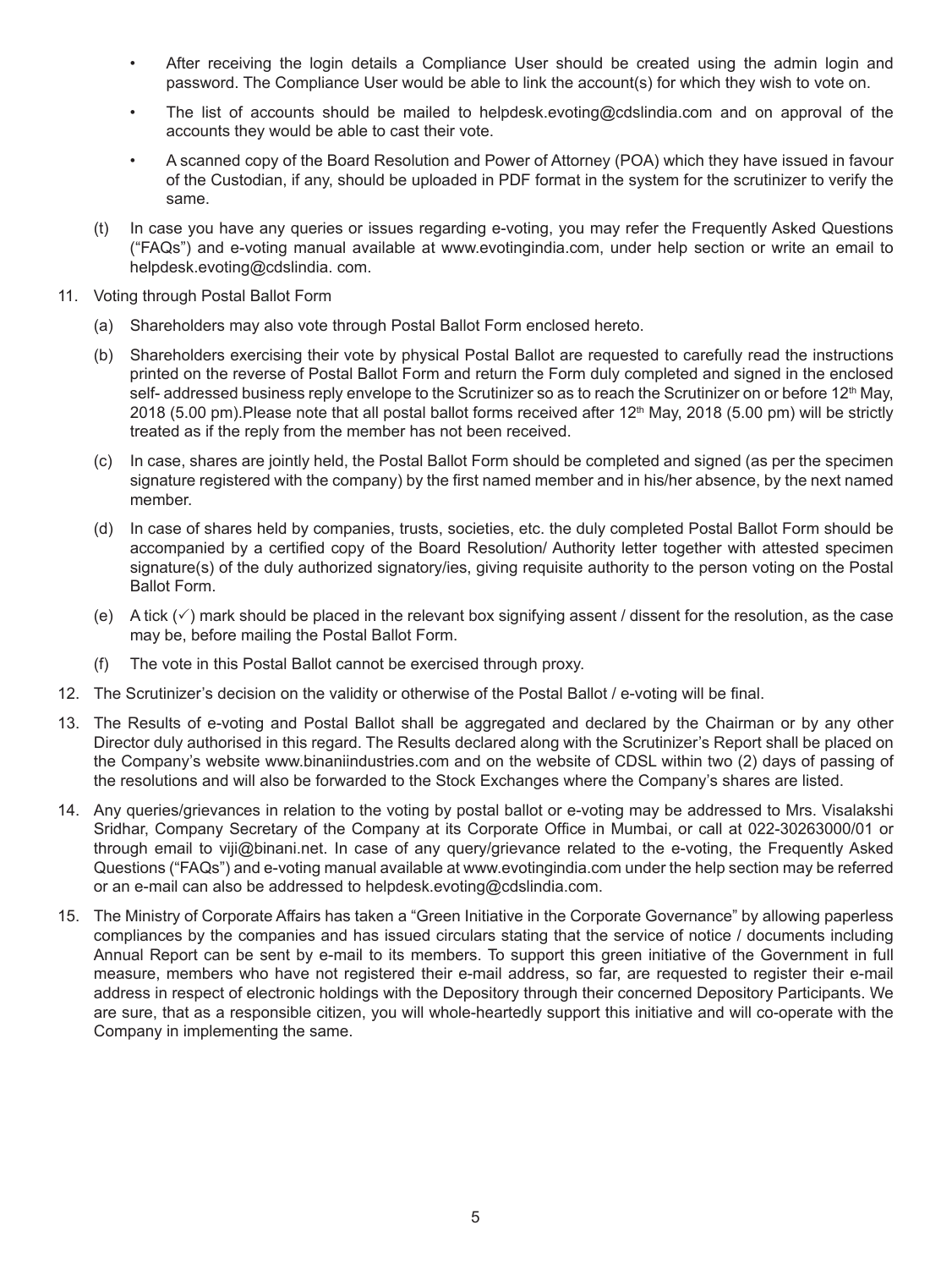- After receiving the login details a Compliance User should be created using the admin login and password. The Compliance User would be able to link the account(s) for which they wish to vote on.
- The list of accounts should be mailed to helpdesk.evoting@cdslindia.com and on approval of the accounts they would be able to cast their vote.
- A scanned copy of the Board Resolution and Power of Attorney (POA) which they have issued in favour of the Custodian, if any, should be uploaded in PDF format in the system for the scrutinizer to verify the same.

(t) In case you have any queries or issues regarding e-voting, you may refer the Frequently Asked Questions ("FAQs") and e-voting manual available at www.evotingindia.com, under help section or write an email to helpdesk.evoting@cdslindia. com.

11. Voting through Postal Ballot Form

(a) Shareholders may also vote through Postal Ballot Form enclosed hereto.

(b) Shareholders exercising their vote by physical Postal Ballot are requested to carefully read the instructions printed on the reverse of Postal Ballot Form and return the Form duly completed and signed in the enclosed self- addressed business reply envelope to the Scrutinizer so as to reach the Scrutinizer on or before 12th May, 2018 (5.00 pm).Please note that all postal ballot forms received after 12th May, 2018 (5.00 pm) will be strictly treated as if the reply from the member has not been received.

(c) In case, shares are jointly held, the Postal Ballot Form should be completed and signed (as per the specimen signature registered with the company) by the first named member and in his/her absence, by the next named member.

(d) In case of shares held by companies, trusts, societies, etc. the duly completed Postal Ballot Form should be accompanied by a certified copy of the Board Resolution/ Authority letter together with attested specimen signature(s) of the duly authorized signatory/ies, giving requisite authority to the person voting on the Postal Ballot Form.

(e) A tick (✓) mark should be placed in the relevant box signifying assent / dissent for the resolution, as the case may be, before mailing the Postal Ballot Form.

(f) The vote in this Postal Ballot cannot be exercised through proxy.

12. The Scrutinizer's decision on the validity or otherwise of the Postal Ballot / e-voting will be final.

13. The Results of e-voting and Postal Ballot shall be aggregated and declared by the Chairman or by any other Director duly authorised in this regard. The Results declared along with the Scrutinizer's Report shall be placed on the Company's website www.binaniindustries.com and on the website of CDSL within two (2) days of passing of the resolutions and will also be forwarded to the Stock Exchanges where the Company's shares are listed.

14. Any queries/grievances in relation to the voting by postal ballot or e-voting may be addressed to Mrs. Visalakshi Sridhar, Company Secretary of the Company at its Corporate Office in Mumbai, or call at 022-30263000/01 or through email to viji@binani.net. In case of any query/grievance related to the e-voting, the Frequently Asked Questions ("FAQs") and e-voting manual available at www.evotingindia.com under the help section may be referred or an e-mail can also be addressed to helpdesk.evoting@cdslindia.com.

15. The Ministry of Corporate Affairs has taken a "Green Initiative in the Corporate Governance" by allowing paperless compliances by the companies and has issued circulars stating that the service of notice / documents including Annual Report can be sent by e-mail to its members. To support this green initiative of the Government in full measure, members who have not registered their e-mail address, so far, are requested to register their e-mail address in respect of electronic holdings with the Depository through their concerned Depository Participants. We are sure, that as a responsible citizen, you will whole-heartedly support this initiative and will co-operate with the Company in implementing the same.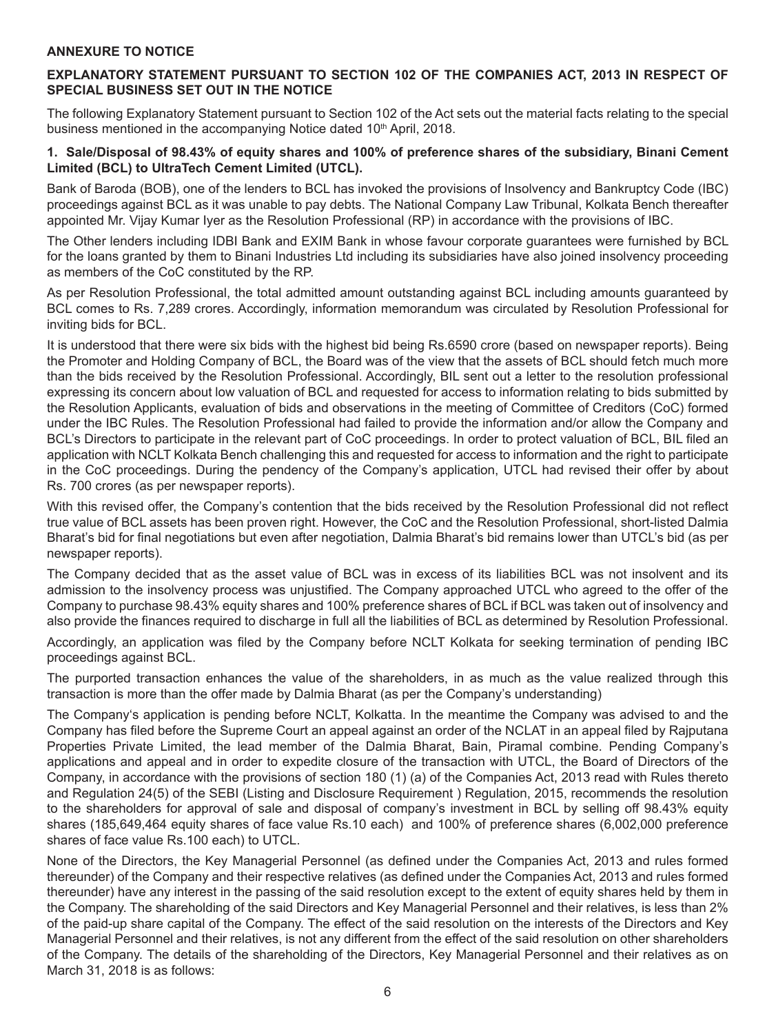**ANNEXURE TO NOTICE**

**EXPLANATORY STATEMENT PURSUANT TO SECTION 102 OF THE COMPANIES ACT, 2013 IN RESPECT OF SPECIAL BUSINESS SET OUT IN THE NOTICE**

The following Explanatory Statement pursuant to Section 102 of the Act sets out the material facts relating to the special business mentioned in the accompanying Notice dated 10th April, 2018.

**1. Sale/Disposal of 98.43% of equity shares and 100% of preference shares of the subsidiary, Binani Cement Limited (BCL) to UltraTech Cement Limited (UTCL).**

Bank of Baroda (BOB), one of the lenders to BCL has invoked the provisions of Insolvency and Bankruptcy Code (IBC) proceedings against BCL as it was unable to pay debts. The National Company Law Tribunal, Kolkata Bench thereafter appointed Mr. Vijay Kumar Iyer as the Resolution Professional (RP) in accordance with the provisions of IBC.

The Other lenders including IDBI Bank and EXIM Bank in whose favour corporate guarantees were furnished by BCL for the loans granted by them to Binani Industries Ltd including its subsidiaries have also joined insolvency proceeding as members of the CoC constituted by the RP.

As per Resolution Professional, the total admitted amount outstanding against BCL including amounts guaranteed by BCL comes to Rs. 7,289 crores. Accordingly, information memorandum was circulated by Resolution Professional for inviting bids for BCL.

It is understood that there were six bids with the highest bid being Rs.6590 crore (based on newspaper reports). Being the Promoter and Holding Company of BCL, the Board was of the view that the assets of BCL should fetch much more than the bids received by the Resolution Professional. Accordingly, BIL sent out a letter to the resolution professional expressing its concern about low valuation of BCL and requested for access to information relating to bids submitted by the Resolution Applicants, evaluation of bids and observations in the meeting of Committee of Creditors (CoC) formed under the IBC Rules. The Resolution Professional had failed to provide the information and/or allow the Company and BCL's Directors to participate in the relevant part of CoC proceedings. In order to protect valuation of BCL, BIL filed an application with NCLT Kolkata Bench challenging this and requested for access to information and the right to participate in the CoC proceedings. During the pendency of the Company's application, UTCL had revised their offer by about Rs. 700 crores (as per newspaper reports).

With this revised offer, the Company's contention that the bids received by the Resolution Professional did not reflect true value of BCL assets has been proven right. However, the CoC and the Resolution Professional, short-listed Dalmia Bharat's bid for final negotiations but even after negotiation, Dalmia Bharat's bid remains lower than UTCL's bid (as per newspaper reports).

The Company decided that as the asset value of BCL was in excess of its liabilities BCL was not insolvent and its admission to the insolvency process was unjustified. The Company approached UTCL who agreed to the offer of the Company to purchase 98.43% equity shares and 100% preference shares of BCL if BCL was taken out of insolvency and also provide the finances required to discharge in full all the liabilities of BCL as determined by Resolution Professional.

Accordingly, an application was filed by the Company before NCLT Kolkata for seeking termination of pending IBC proceedings against BCL.

The purported transaction enhances the value of the shareholders, in as much as the value realized through this transaction is more than the offer made by Dalmia Bharat (as per the Company's understanding)

The Company's application is pending before NCLT, Kolkatta. In the meantime the Company was advised to and the Company has filed before the Supreme Court an appeal against an order of the NCLAT in an appeal filed by Rajputana Properties Private Limited, the lead member of the Dalmia Bharat, Bain, Piramal combine. Pending Company's applications and appeal and in order to expedite closure of the transaction with UTCL, the Board of Directors of the Company, in accordance with the provisions of section 180 (1) (a) of the Companies Act, 2013 read with Rules thereto and Regulation 24(5) of the SEBI (Listing and Disclosure Requirement ) Regulation, 2015, recommends the resolution to the shareholders for approval of sale and disposal of company's investment in BCL by selling off 98.43% equity shares (185,649,464 equity shares of face value Rs.10 each) and 100% of preference shares (6,002,000 preference shares of face value Rs.100 each) to UTCL.

None of the Directors, the Key Managerial Personnel (as defined under the Companies Act, 2013 and rules formed thereunder) of the Company and their respective relatives (as defined under the Companies Act, 2013 and rules formed thereunder) have any interest in the passing of the said resolution except to the extent of equity shares held by them in the Company. The shareholding of the said Directors and Key Managerial Personnel and their relatives, is less than 2% of the paid-up share capital of the Company. The effect of the said resolution on the interests of the Directors and Key Managerial Personnel and their relatives, is not any different from the effect of the said resolution on other shareholders of the Company. The details of the shareholding of the Directors, Key Managerial Personnel and their relatives as on March 31, 2018 is as follows: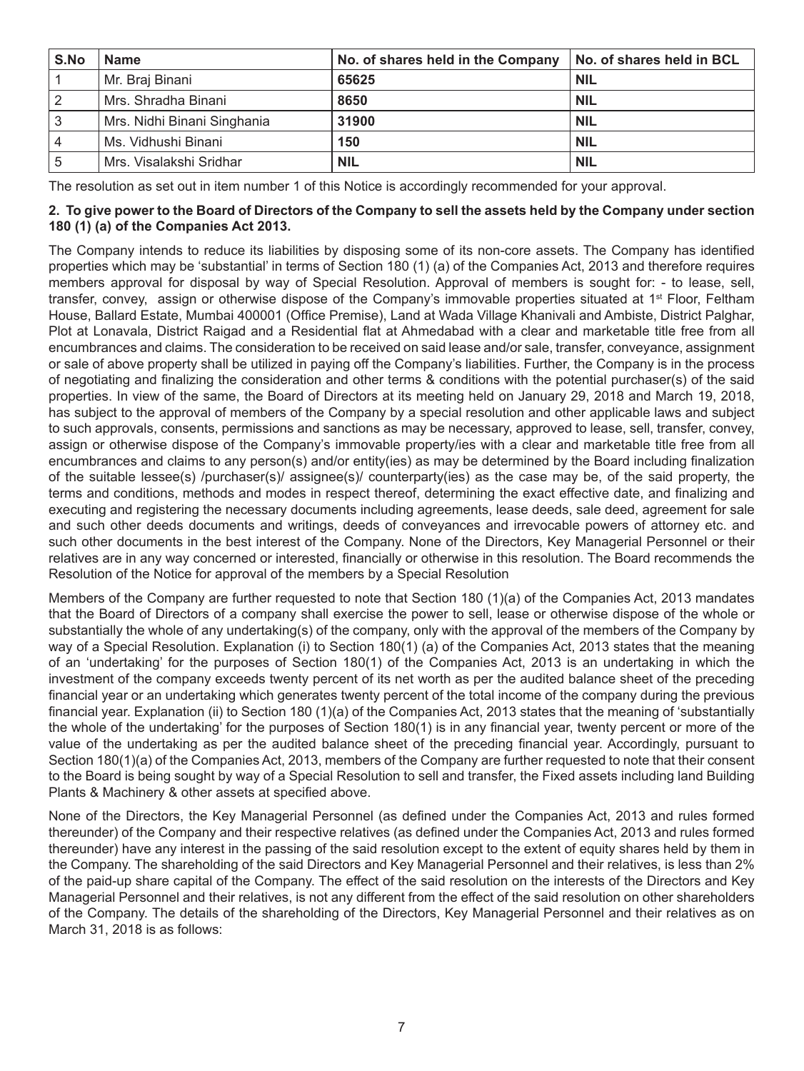| S.No | Name | No. of shares held in the Company | No. of shares held in BCL |
|---|---|---|---|
| 1 | Mr. Braj Binani | **65625** | **NIL** |
| 2 | Mrs. Shradha Binani | **8650** | **NIL** |
| 3 | Mrs. Nidhi Binani Singhania | **31900** | **NIL** |
| 4 | Ms. Vidhushi Binani | **150** | **NIL** |
| 5 | Mrs. Visalakshi Sridhar | **NIL** | **NIL** |

The resolution as set out in item number 1 of this Notice is accordingly recommended for your approval.

**2. To give power to the Board of Directors of the Company to sell the assets held by the Company under section 180 (1) (a) of the Companies Act 2013.**

The Company intends to reduce its liabilities by disposing some of its non-core assets. The Company has identified properties which may be 'substantial' in terms of Section 180 (1) (a) of the Companies Act, 2013 and therefore requires members approval for disposal by way of Special Resolution. Approval of members is sought for: - to lease, sell, transfer, convey, assign or otherwise dispose of the Company's immovable properties situated at 1st Floor, Feltham House, Ballard Estate, Mumbai 400001 (Office Premise), Land at Wada Village Khanivali and Ambiste, District Palghar, Plot at Lonavala, District Raigad and a Residential flat at Ahmedabad with a clear and marketable title free from all encumbrances and claims. The consideration to be received on said lease and/or sale, transfer, conveyance, assignment or sale of above property shall be utilized in paying off the Company's liabilities. Further, the Company is in the process of negotiating and finalizing the consideration and other terms & conditions with the potential purchaser(s) of the said properties. In view of the same, the Board of Directors at its meeting held on January 29, 2018 and March 19, 2018, has subject to the approval of members of the Company by a special resolution and other applicable laws and subject to such approvals, consents, permissions and sanctions as may be necessary, approved to lease, sell, transfer, convey, assign or otherwise dispose of the Company's immovable property/ies with a clear and marketable title free from all encumbrances and claims to any person(s) and/or entity(ies) as may be determined by the Board including finalization of the suitable lessee(s) /purchaser(s)/ assignee(s)/ counterparty(ies) as the case may be, of the said property, the terms and conditions, methods and modes in respect thereof, determining the exact effective date, and finalizing and executing and registering the necessary documents including agreements, lease deeds, sale deed, agreement for sale and such other deeds documents and writings, deeds of conveyances and irrevocable powers of attorney etc. and such other documents in the best interest of the Company. None of the Directors, Key Managerial Personnel or their relatives are in any way concerned or interested, financially or otherwise in this resolution. The Board recommends the Resolution of the Notice for approval of the members by a Special Resolution

Members of the Company are further requested to note that Section 180 (1)(a) of the Companies Act, 2013 mandates that the Board of Directors of a company shall exercise the power to sell, lease or otherwise dispose of the whole or substantially the whole of any undertaking(s) of the company, only with the approval of the members of the Company by way of a Special Resolution. Explanation (i) to Section 180(1) (a) of the Companies Act, 2013 states that the meaning of an 'undertaking' for the purposes of Section 180(1) of the Companies Act, 2013 is an undertaking in which the investment of the company exceeds twenty percent of its net worth as per the audited balance sheet of the preceding financial year or an undertaking which generates twenty percent of the total income of the company during the previous financial year. Explanation (ii) to Section 180 (1)(a) of the Companies Act, 2013 states that the meaning of 'substantially the whole of the undertaking' for the purposes of Section 180(1) is in any financial year, twenty percent or more of the value of the undertaking as per the audited balance sheet of the preceding financial year. Accordingly, pursuant to Section 180(1)(a) of the Companies Act, 2013, members of the Company are further requested to note that their consent to the Board is being sought by way of a Special Resolution to sell and transfer, the Fixed assets including land Building Plants & Machinery & other assets at specified above.

None of the Directors, the Key Managerial Personnel (as defined under the Companies Act, 2013 and rules formed thereunder) of the Company and their respective relatives (as defined under the Companies Act, 2013 and rules formed thereunder) have any interest in the passing of the said resolution except to the extent of equity shares held by them in the Company. The shareholding of the said Directors and Key Managerial Personnel and their relatives, is less than 2% of the paid-up share capital of the Company. The effect of the said resolution on the interests of the Directors and Key Managerial Personnel and their relatives, is not any different from the effect of the said resolution on other shareholders of the Company. The details of the shareholding of the Directors, Key Managerial Personnel and their relatives as on March 31, 2018 is as follows: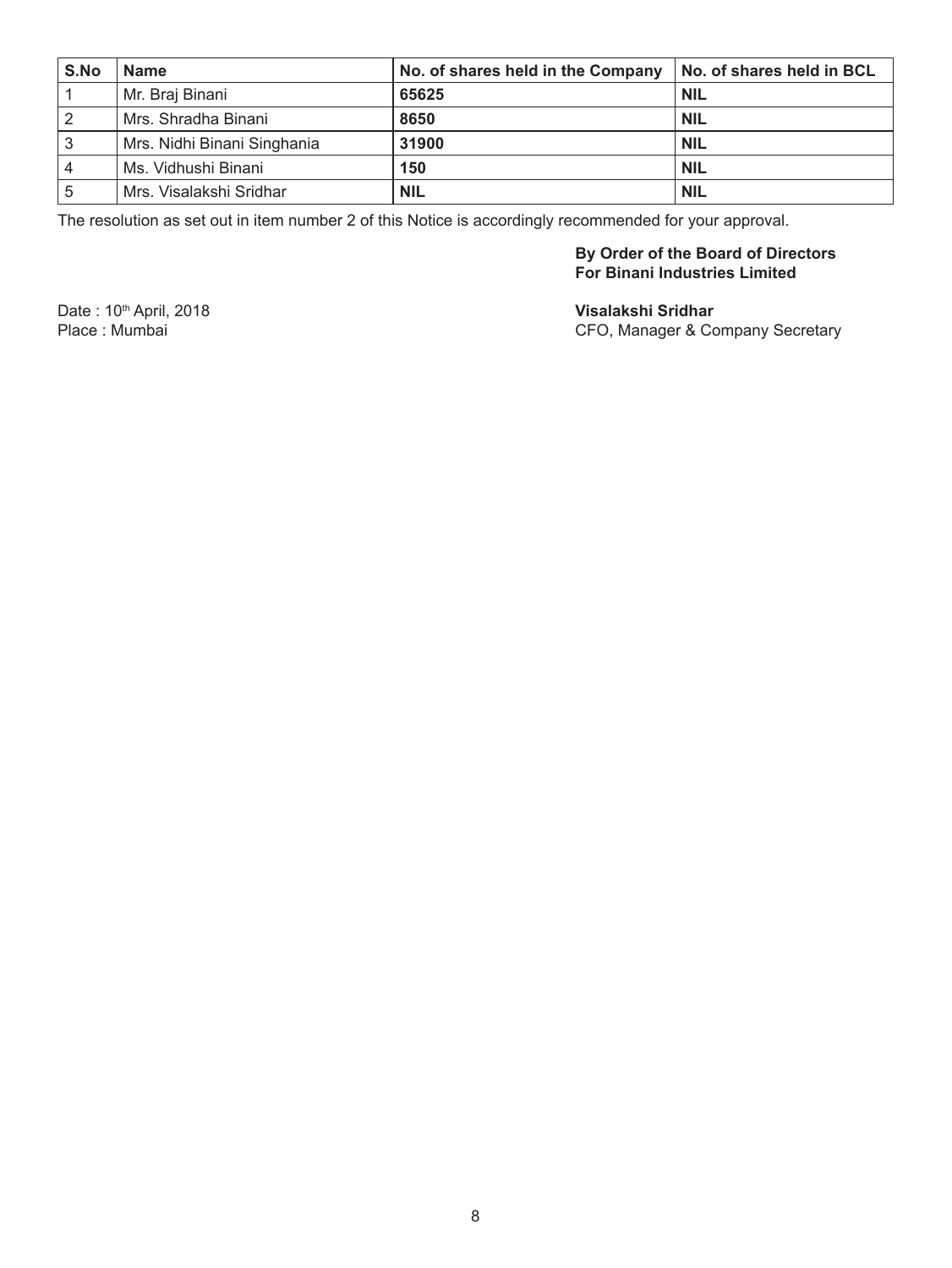| S.No | Name | No. of shares held in the Company | No. of shares held in BCL |
|---|---|---|---|
| 1 | Mr. Braj Binani | **65625** | **NIL** |
| 2 | Mrs. Shradha Binani | **8650** | **NIL** |
| 3 | Mrs. Nidhi Binani Singhania | **31900** | **NIL** |
| 4 | Ms. Vidhushi Binani | **150** | **NIL** |
| 5 | Mrs. Visalakshi Sridhar | **NIL** | **NIL** |

The resolution as set out in item number 2 of this Notice is accordingly recommended for your approval.

**By Order of the Board of Directors**
**For Binani Industries Limited**

Date : 10th April, 2018
Place : Mumbai

**Visalakshi Sridhar**
CFO, Manager & Company Secretary